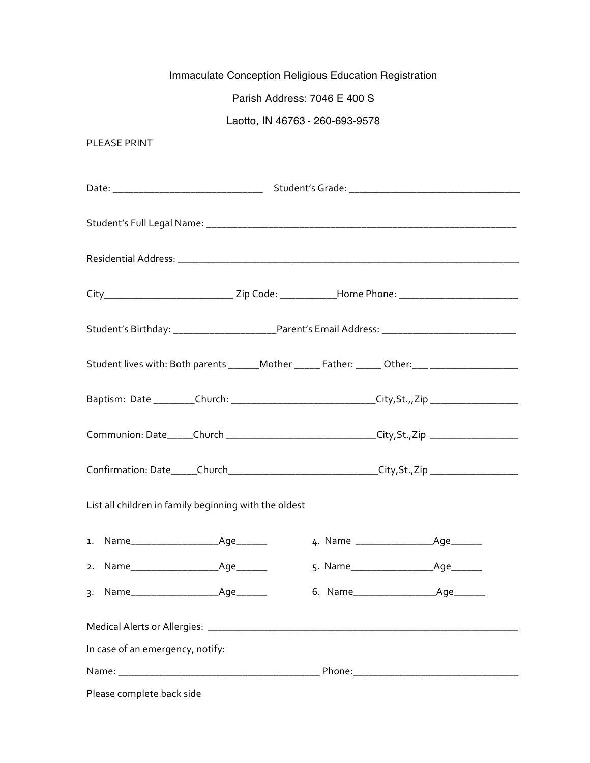# Immaculate Conception Religious Education Registration

Parish Address: 7046 E 400 S

Laotto, IN 46763 - 260-693-9578

PLEASE PRINT

Date: ____________________________ Student's Grade: ________________________________

Student's Full Legal Name: ___________________________________________________________

Residential Address: _________________________________________________________________

City________________________ Zip Code: __________Home Phone: ______________________

Student's Birthday: ___________________Parent's Email Address: _________________________

Student lives with: Both parents ______Mother _____ Father: _____ Other:___ ________________

Baptism: Date ________Church: ___________________________City,St.,,Zip ________________

Communion: Date_____Church ____________________________City,St.,Zip ________________

Confirmation: Date_____Church____________________________City,St.,Zip ________________

List all children in family beginning with the oldest

1. Name________________Age______
2. Name________________Age______
3. Name________________Age______
4. Name ______________Age______
5. Name_______________Age______
6. Name_______________Age______

Medical Alerts or Allergies: ___________________________________________________________

In case of an emergency, notify:

Name: _____________________________________ Phone:______________________________

Please complete back side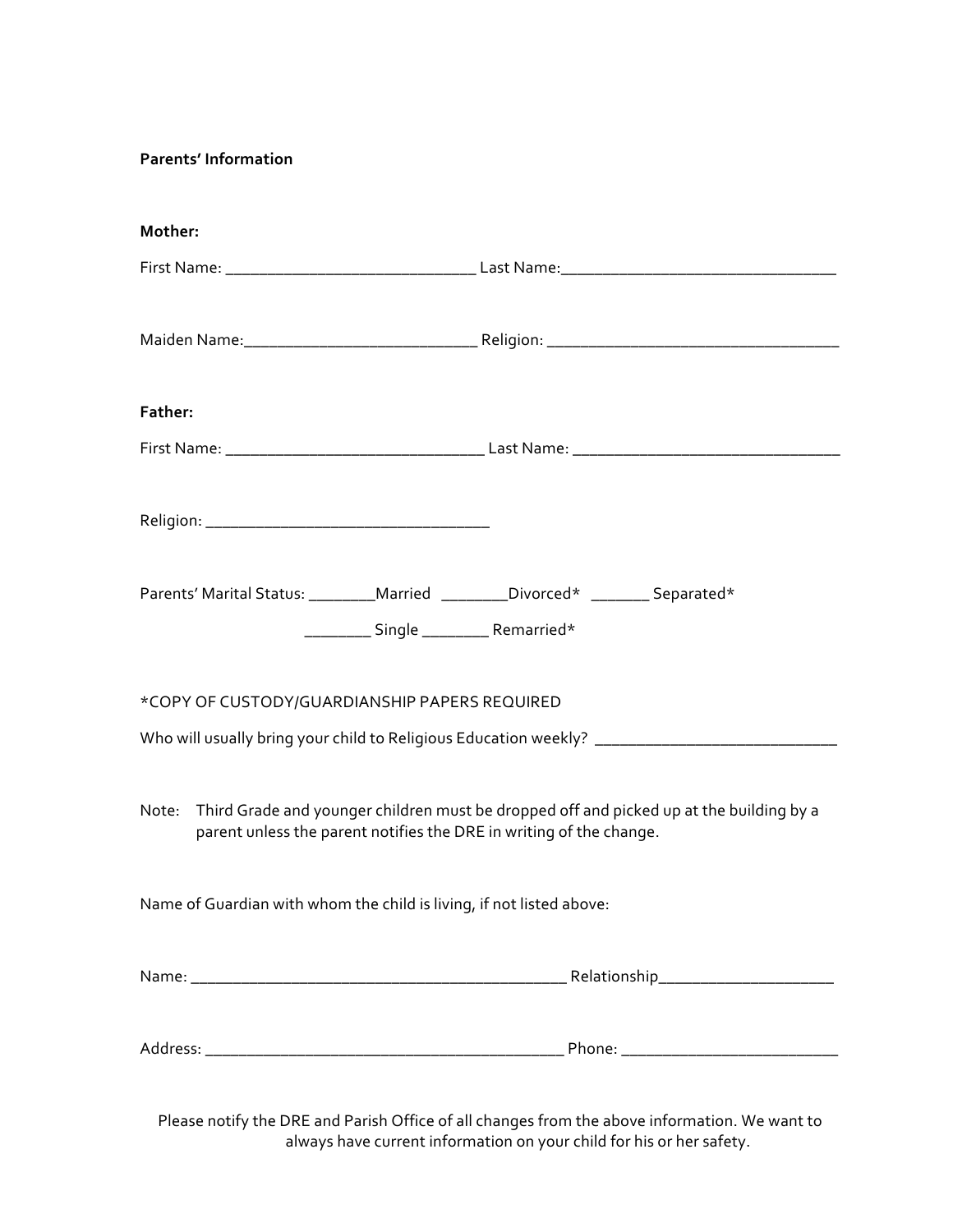**Parents' Information**

**Mother:**

First Name: ______________________________ Last Name:_________________________________

Maiden Name:____________________________ Religion: ___________________________________

**Father:**

First Name: _______________________________ Last Name: _______________________________

Religion: __________________________________

Parents' Marital Status: ________Married ________Divorced* _______ Separated*

________ Single ________ Remarried*

*COPY OF CUSTODY/GUARDIANSHIP PAPERS REQUIRED

Who will usually bring your child to Religious Education weekly? ____________________________

Note: Third Grade and younger children must be dropped off and picked up at the building by a parent unless the parent notifies the DRE in writing of the change.

Name of Guardian with whom the child is living, if not listed above:

Name: ____________________________________________ Relationship_____________________

Address: ___________________________________________ Phone: __________________________

Please notify the DRE and Parish Office of all changes from the above information. We want to always have current information on your child for his or her safety.